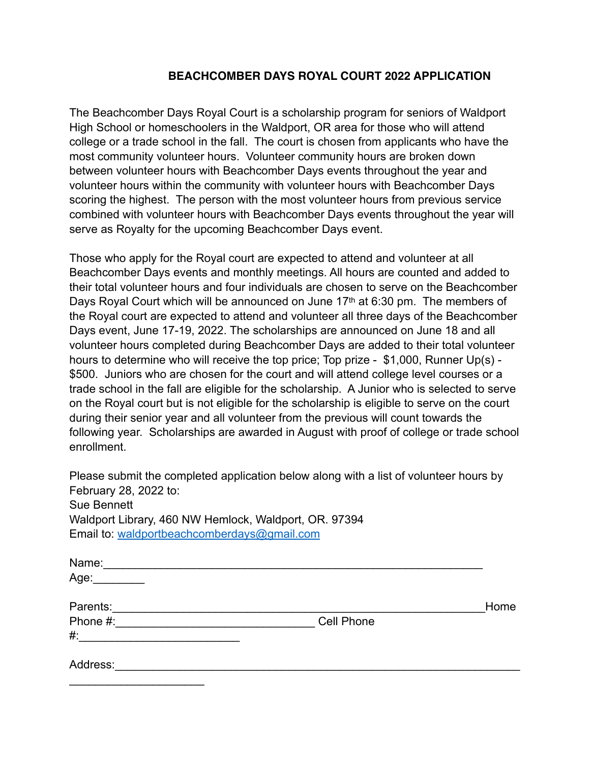**BEACHCOMBER DAYS ROYAL COURT 2022 APPLICATION**

The Beachcomber Days Royal Court is a scholarship program for seniors of Waldport High School or homeschoolers in the Waldport, OR area for those who will attend college or a trade school in the fall. The court is chosen from applicants who have the most community volunteer hours. Volunteer community hours are broken down between volunteer hours with Beachcomber Days events throughout the year and volunteer hours within the community with volunteer hours with Beachcomber Days scoring the highest. The person with the most volunteer hours from previous service combined with volunteer hours with Beachcomber Days events throughout the year will serve as Royalty for the upcoming Beachcomber Days event.

Those who apply for the Royal court are expected to attend and volunteer at all Beachcomber Days events and monthly meetings. All hours are counted and added to their total volunteer hours and four individuals are chosen to serve on the Beachcomber Days Royal Court which will be announced on June 17th at 6:30 pm. The members of the Royal court are expected to attend and volunteer all three days of the Beachcomber Days event, June 17-19, 2022. The scholarships are announced on June 18 and all volunteer hours completed during Beachcomber Days are added to their total volunteer hours to determine who will receive the top price; Top prize - $1,000, Runner Up(s) - $500. Juniors who are chosen for the court and will attend college level courses or a trade school in the fall are eligible for the scholarship. A Junior who is selected to serve on the Royal court but is not eligible for the scholarship is eligible to serve on the court during their senior year and all volunteer from the previous will count towards the following year. Scholarships are awarded in August with proof of college or trade school enrollment.

Please submit the completed application below along with a list of volunteer hours by February 28, 2022 to:
Sue Bennett
Waldport Library, 460 NW Hemlock, Waldport, OR. 97394
Email to: waldportbeachcomberdays@gmail.com

Name:_____________________________________________________________
Age:________

Parents:____________________________________________________________Home Phone #:________________________________ Cell Phone #:_________________________

Address:_________________________________________________________________
______________________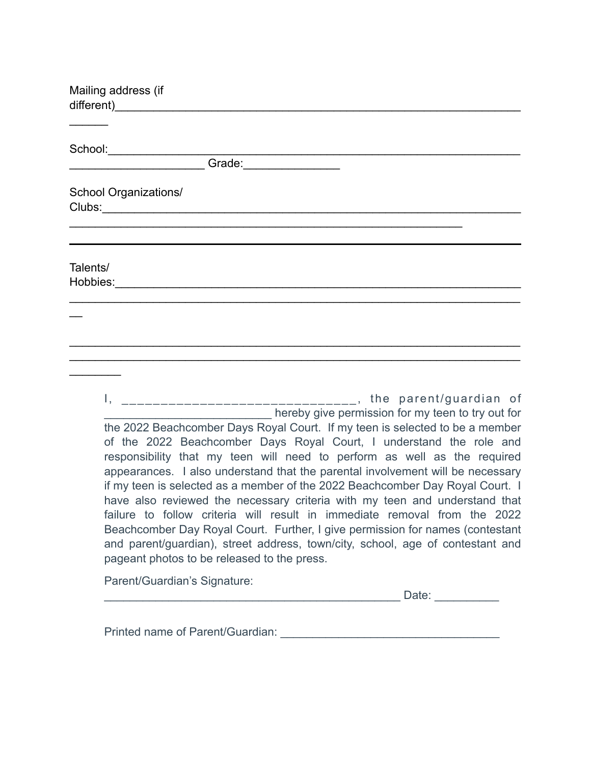Mailing address (if different)________________________________________________________________
______

School:_______________________________________________________________
_____________________ Grade:_______________

School Organizations/
Clubs:_________________________________________________________________
______________________________________________________________

---

Talents/
Hobbies:_______________________________________________________________
_______________________________________________________________________
__

_______________________________________________________________________
_______________________________________________________________________
________

I, ______________________________, the parent/guardian of _________________________ hereby give permission for my teen to try out for the 2022 Beachcomber Days Royal Court. If my teen is selected to be a member of the 2022 Beachcomber Days Royal Court, I understand the role and responsibility that my teen will need to perform as well as the required appearances. I also understand that the parental involvement will be necessary if my teen is selected as a member of the 2022 Beachcomber Day Royal Court. I have also reviewed the necessary criteria with my teen and understand that failure to follow criteria will result in immediate removal from the 2022 Beachcomber Day Royal Court. Further, I give permission for names (contestant and parent/guardian), street address, town/city, school, age of contestant and pageant photos to be released to the press.

Parent/Guardian's Signature:
_______________________________________________ Date: __________

Printed name of Parent/Guardian: __________________________________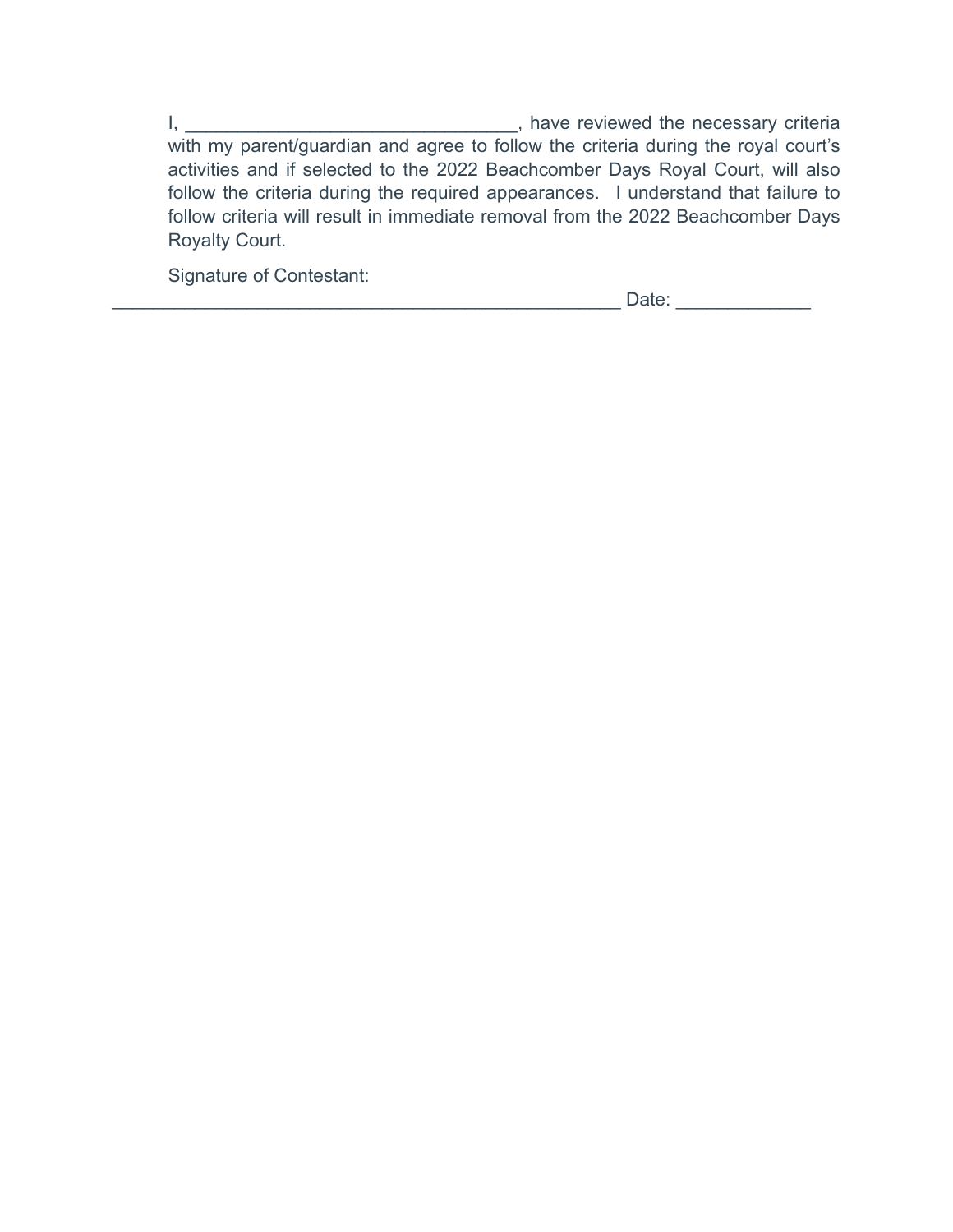I, ________________________________, have reviewed the necessary criteria with my parent/guardian and agree to follow the criteria during the royal court's activities and if selected to the 2022 Beachcomber Days Royal Court, will also follow the criteria during the required appearances. I understand that failure to follow criteria will result in immediate removal from the 2022 Beachcomber Days Royalty Court.

Signature of Contestant:
__________________________________________________ Date: _____________